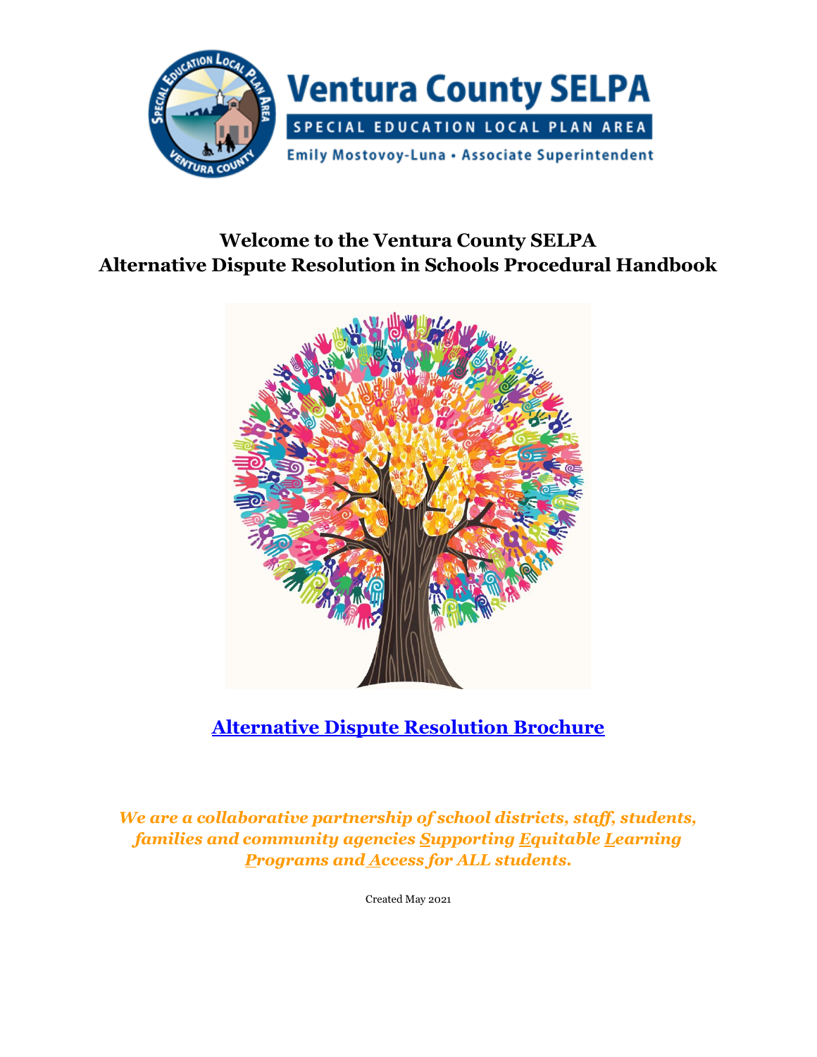Ventura County SELPA

SPECIAL EDUCATION LOCAL PLAN AREA

Emily Mostovoy-Luna • Associate Superintendent

# Welcome to the Ventura County SELPA Alternative Dispute Resolution in Schools Procedural Handbook

**Alternative Dispute Resolution Brochure**

***We are a collaborative partnership of school districts, staff, students, families and community agencies Supporting Equitable Learning Programs and Access for ALL students.***

Created May 2021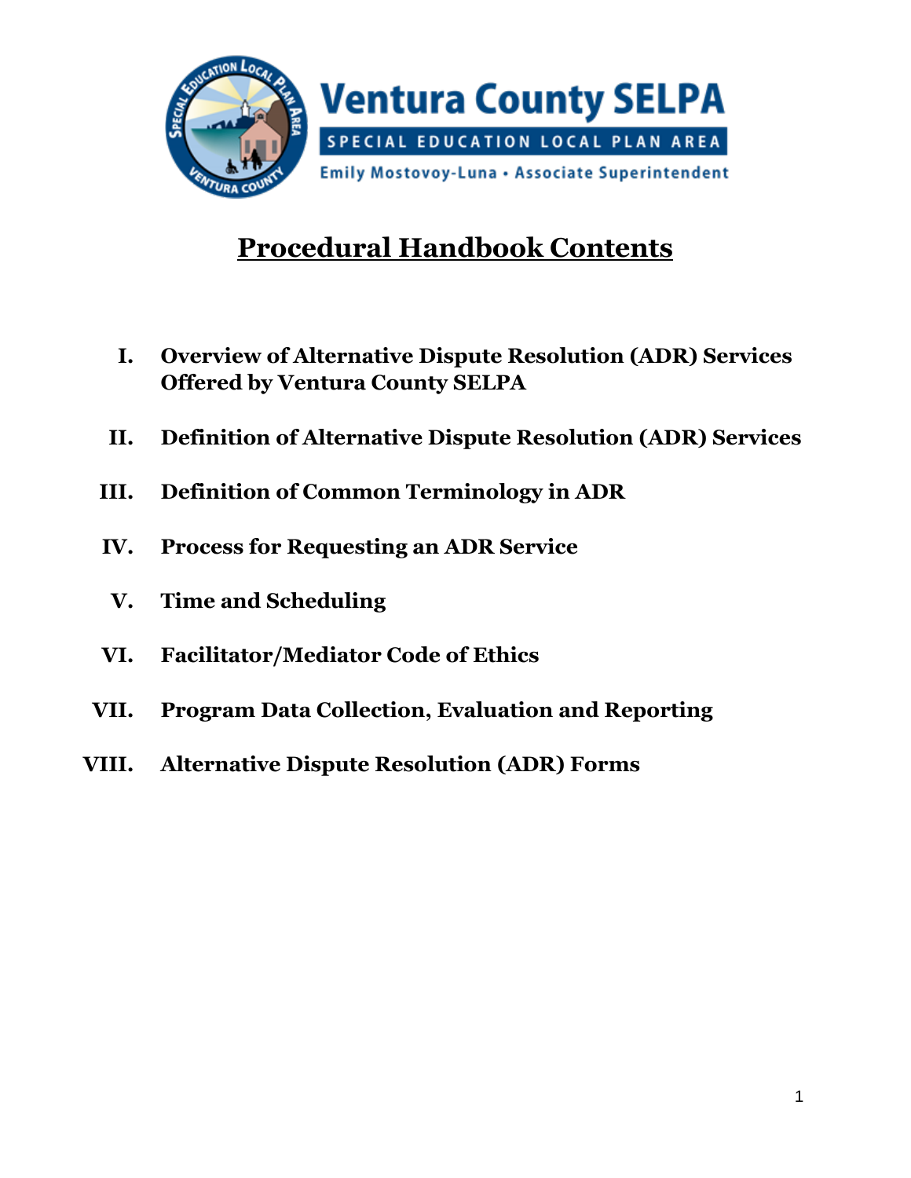Ventura County SELPA

SPECIAL EDUCATION LOCAL PLAN AREA

Emily Mostovoy-Luna • Associate Superintendent

# Procedural Handbook Contents

I. **Overview of Alternative Dispute Resolution (ADR) Services Offered by Ventura County SELPA**

II. **Definition of Alternative Dispute Resolution (ADR) Services**

III. **Definition of Common Terminology in ADR**

IV. **Process for Requesting an ADR Service**

V. **Time and Scheduling**

VI. **Facilitator/Mediator Code of Ethics**

VII. **Program Data Collection, Evaluation and Reporting**

VIII. **Alternative Dispute Resolution (ADR) Forms**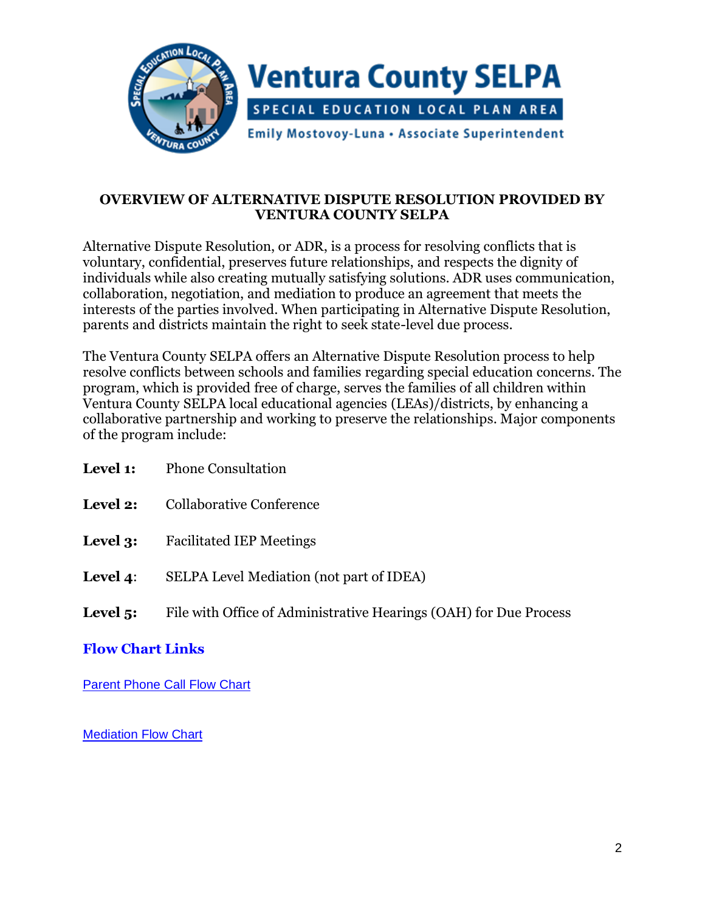Ventura County SELPA

SPECIAL EDUCATION LOCAL PLAN AREA

Emily Mostovoy-Luna • Associate Superintendent

## OVERVIEW OF ALTERNATIVE DISPUTE RESOLUTION PROVIDED BY VENTURA COUNTY SELPA

Alternative Dispute Resolution, or ADR, is a process for resolving conflicts that is voluntary, confidential, preserves future relationships, and respects the dignity of individuals while also creating mutually satisfying solutions. ADR uses communication, collaboration, negotiation, and mediation to produce an agreement that meets the interests of the parties involved. When participating in Alternative Dispute Resolution, parents and districts maintain the right to seek state-level due process.

The Ventura County SELPA offers an Alternative Dispute Resolution process to help resolve conflicts between schools and families regarding special education concerns. The program, which is provided free of charge, serves the families of all children within Ventura County SELPA local educational agencies (LEAs)/districts, by enhancing a collaborative partnership and working to preserve the relationships. Major components of the program include:

**Level 1:** Phone Consultation

**Level 2:** Collaborative Conference

**Level 3:** Facilitated IEP Meetings

**Level 4**: SELPA Level Mediation (not part of IDEA)

**Level 5:** File with Office of Administrative Hearings (OAH) for Due Process

### Flow Chart Links

Parent Phone Call Flow Chart

Mediation Flow Chart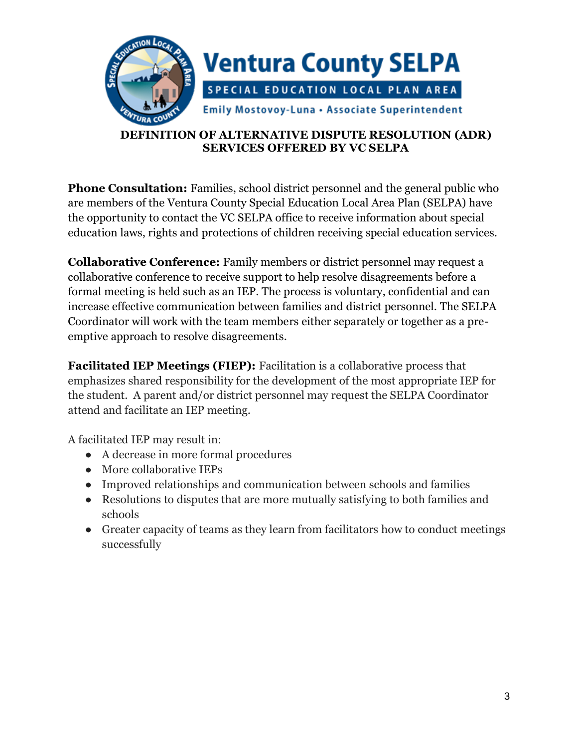**Ventura County SELPA**

**SPECIAL EDUCATION LOCAL PLAN AREA**

**Emily Mostovoy-Luna • Associate Superintendent**

## DEFINITION OF ALTERNATIVE DISPUTE RESOLUTION (ADR) SERVICES OFFERED BY VC SELPA

**Phone Consultation:** Families, school district personnel and the general public who are members of the Ventura County Special Education Local Area Plan (SELPA) have the opportunity to contact the VC SELPA office to receive information about special education laws, rights and protections of children receiving special education services.

**Collaborative Conference:** Family members or district personnel may request a collaborative conference to receive support to help resolve disagreements before a formal meeting is held such as an IEP. The process is voluntary, confidential and can increase effective communication between families and district personnel. The SELPA Coordinator will work with the team members either separately or together as a pre-emptive approach to resolve disagreements.

**Facilitated IEP Meetings (FIEP):** Facilitation is a collaborative process that emphasizes shared responsibility for the development of the most appropriate IEP for the student. A parent and/or district personnel may request the SELPA Coordinator attend and facilitate an IEP meeting.

A facilitated IEP may result in:

- A decrease in more formal procedures
- More collaborative IEPs
- Improved relationships and communication between schools and families
- Resolutions to disputes that are more mutually satisfying to both families and schools
- Greater capacity of teams as they learn from facilitators how to conduct meetings successfully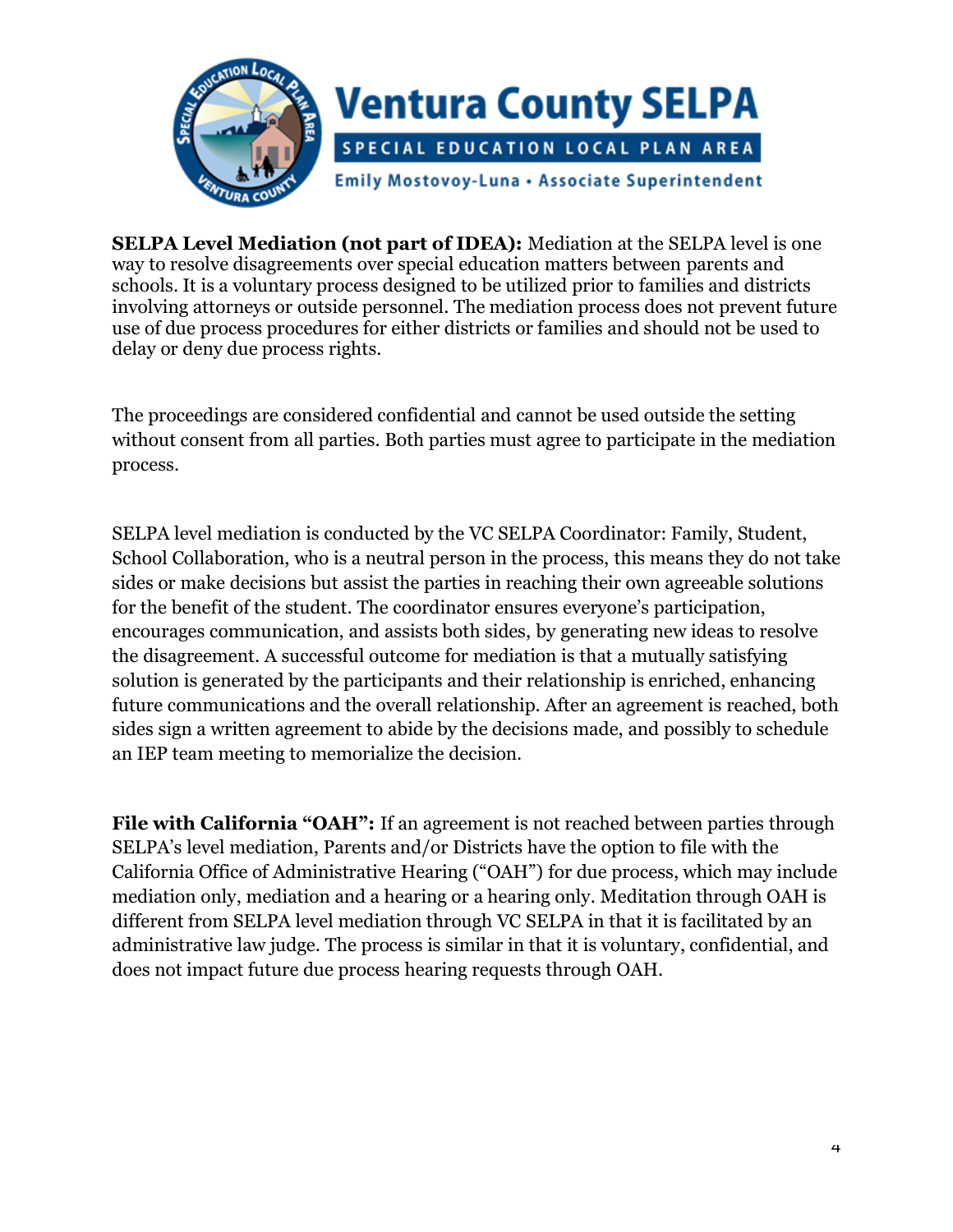**SELPA Level Mediation (not part of IDEA):** Mediation at the SELPA level is one way to resolve disagreements over special education matters between parents and schools. It is a voluntary process designed to be utilized prior to families and districts involving attorneys or outside personnel. The mediation process does not prevent future use of due process procedures for either districts or families and should not be used to delay or deny due process rights.

The proceedings are considered confidential and cannot be used outside the setting without consent from all parties. Both parties must agree to participate in the mediation process.

SELPA level mediation is conducted by the VC SELPA Coordinator: Family, Student, School Collaboration, who is a neutral person in the process, this means they do not take sides or make decisions but assist the parties in reaching their own agreeable solutions for the benefit of the student. The coordinator ensures everyone's participation, encourages communication, and assists both sides, by generating new ideas to resolve the disagreement. A successful outcome for mediation is that a mutually satisfying solution is generated by the participants and their relationship is enriched, enhancing future communications and the overall relationship. After an agreement is reached, both sides sign a written agreement to abide by the decisions made, and possibly to schedule an IEP team meeting to memorialize the decision.

**File with California "OAH":** If an agreement is not reached between parties through SELPA's level mediation, Parents and/or Districts have the option to file with the California Office of Administrative Hearing ("OAH") for due process, which may include mediation only, mediation and a hearing or a hearing only. Meditation through OAH is different from SELPA level mediation through VC SELPA in that it is facilitated by an administrative law judge. The process is similar in that it is voluntary, confidential, and does not impact future due process hearing requests through OAH.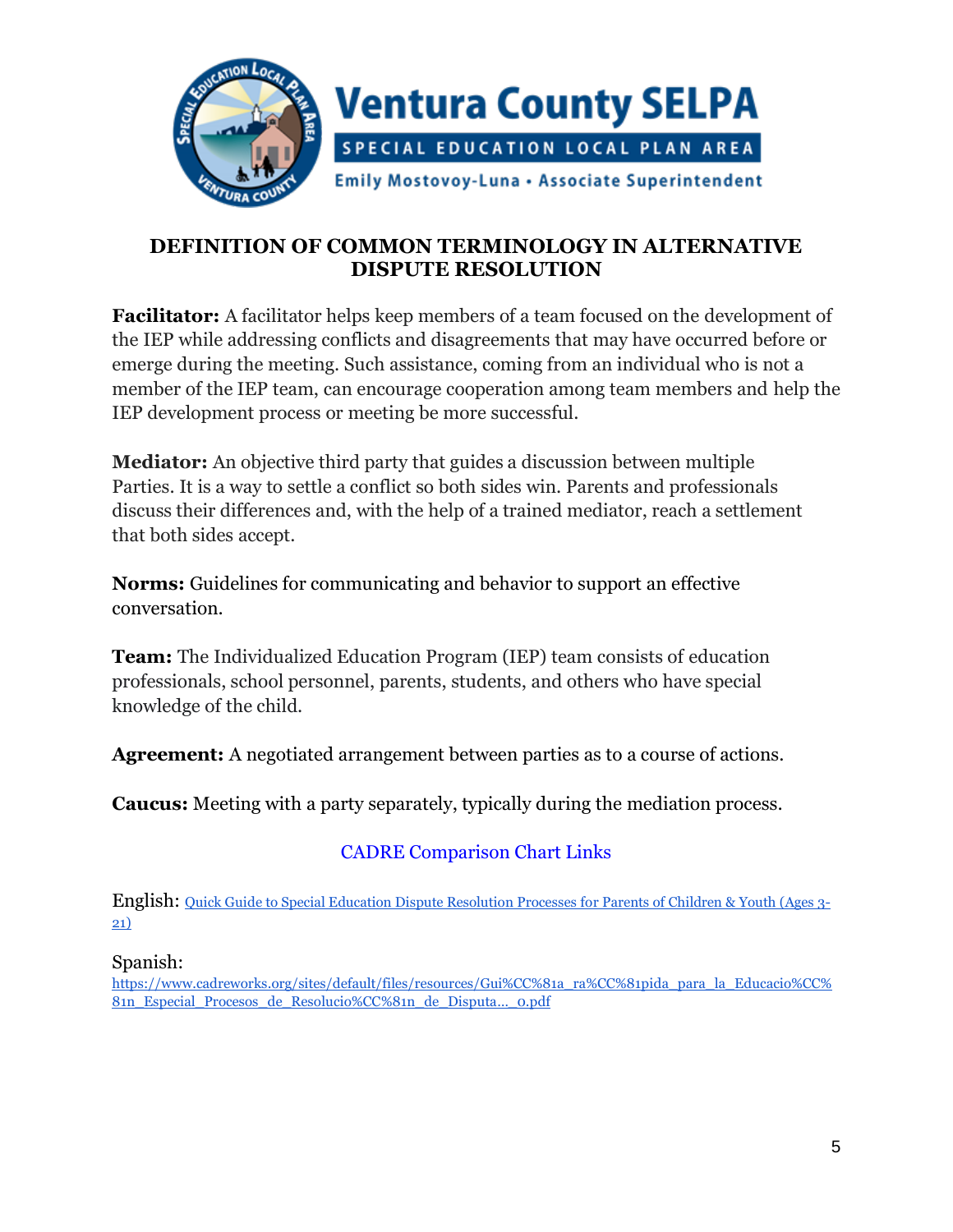Ventura County SELPA

SPECIAL EDUCATION LOCAL PLAN AREA

Emily Mostovoy-Luna • Associate Superintendent

# DEFINITION OF COMMON TERMINOLOGY IN ALTERNATIVE DISPUTE RESOLUTION

**Facilitator:** A facilitator helps keep members of a team focused on the development of the IEP while addressing conflicts and disagreements that may have occurred before or emerge during the meeting. Such assistance, coming from an individual who is not a member of the IEP team, can encourage cooperation among team members and help the IEP development process or meeting be more successful.

**Mediator:** An objective third party that guides a discussion between multiple Parties. It is a way to settle a conflict so both sides win. Parents and professionals discuss their differences and, with the help of a trained mediator, reach a settlement that both sides accept.

**Norms:** Guidelines for communicating and behavior to support an effective conversation.

**Team:** The Individualized Education Program (IEP) team consists of education professionals, school personnel, parents, students, and others who have special knowledge of the child.

**Agreement:** A negotiated arrangement between parties as to a course of actions.

**Caucus:** Meeting with a party separately, typically during the mediation process.

CADRE Comparison Chart Links

English: Quick Guide to Special Education Dispute Resolution Processes for Parents of Children & Youth (Ages 3-21)

Spanish:
https://www.cadreworks.org/sites/default/files/resources/Gui%CC%81a_ra%CC%81pida_para_la_Educacio%CC%81n_Especial_Procesos_de_Resolucio%CC%81n_de_Disputa..._0.pdf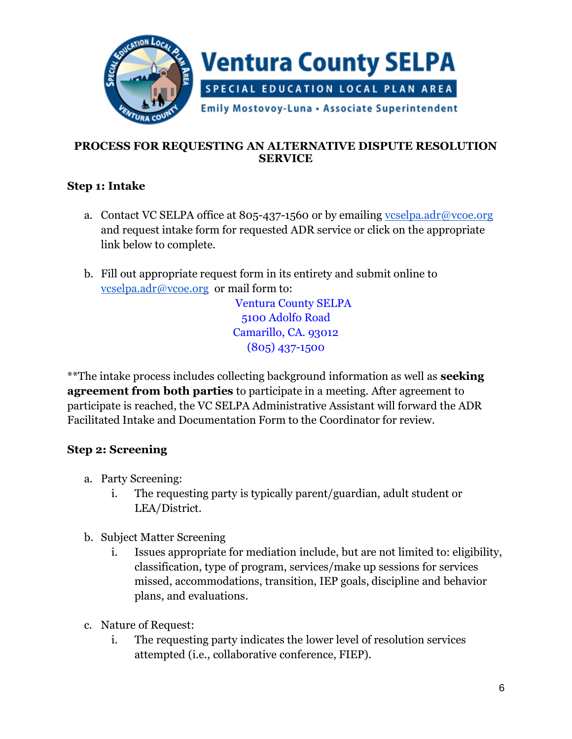Ventura County SELPA

SPECIAL EDUCATION LOCAL PLAN AREA

Emily Mostovoy-Luna • Associate Superintendent

## PROCESS FOR REQUESTING AN ALTERNATIVE DISPUTE RESOLUTION SERVICE

### Step 1: Intake

a. Contact VC SELPA office at 805-437-1560 or by emailing vcselpa.adr@vcoe.org and request intake form for requested ADR service or click on the appropriate link below to complete.

b. Fill out appropriate request form in its entirety and submit online to vcselpa.adr@vcoe.org or mail form to:

Ventura County SELPA
5100 Adolfo Road
Camarillo, CA. 93012
(805) 437-1500

**The intake process includes collecting background information as well as **seeking agreement from both parties** to participate in a meeting. After agreement to participate is reached, the VC SELPA Administrative Assistant will forward the ADR Facilitated Intake and Documentation Form to the Coordinator for review.

### Step 2: Screening

a. Party Screening:
   i. The requesting party is typically parent/guardian, adult student or LEA/District.

b. Subject Matter Screening
   i. Issues appropriate for mediation include, but are not limited to: eligibility, classification, type of program, services/make up sessions for services missed, accommodations, transition, IEP goals, discipline and behavior plans, and evaluations.

c. Nature of Request:
   i. The requesting party indicates the lower level of resolution services attempted (i.e., collaborative conference, FIEP).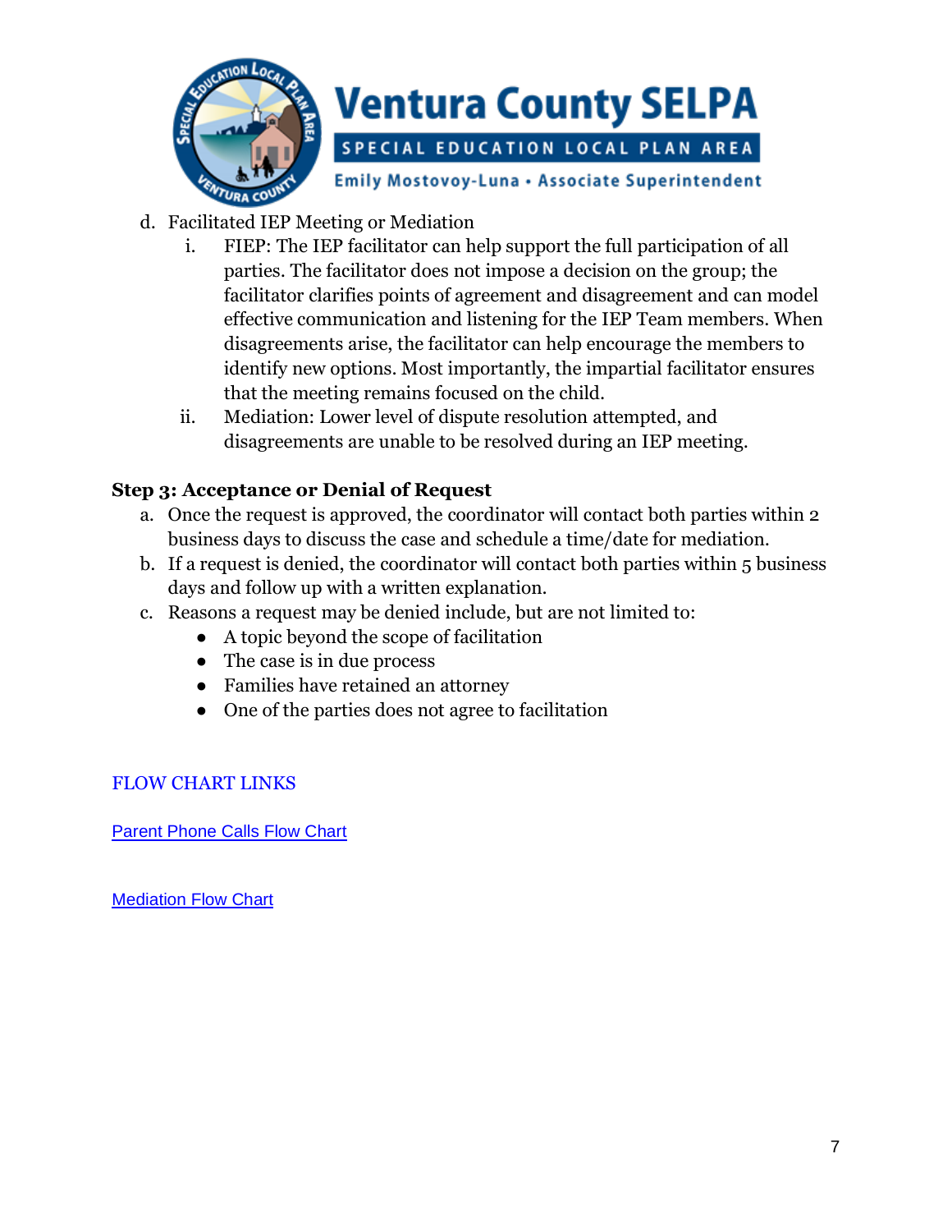d. Facilitated IEP Meeting or Mediation
   i. FIEP: The IEP facilitator can help support the full participation of all parties. The facilitator does not impose a decision on the group; the facilitator clarifies points of agreement and disagreement and can model effective communication and listening for the IEP Team members. When disagreements arise, the facilitator can help encourage the members to identify new options. Most importantly, the impartial facilitator ensures that the meeting remains focused on the child.
   ii. Mediation: Lower level of dispute resolution attempted, and disagreements are unable to be resolved during an IEP meeting.

**Step 3: Acceptance or Denial of Request**

a. Once the request is approved, the coordinator will contact both parties within 2 business days to discuss the case and schedule a time/date for mediation.
b. If a request is denied, the coordinator will contact both parties within 5 business days and follow up with a written explanation.
c. Reasons a request may be denied include, but are not limited to:
   - A topic beyond the scope of facilitation
   - The case is in due process
   - Families have retained an attorney
   - One of the parties does not agree to facilitation

FLOW CHART LINKS

Parent Phone Calls Flow Chart

Mediation Flow Chart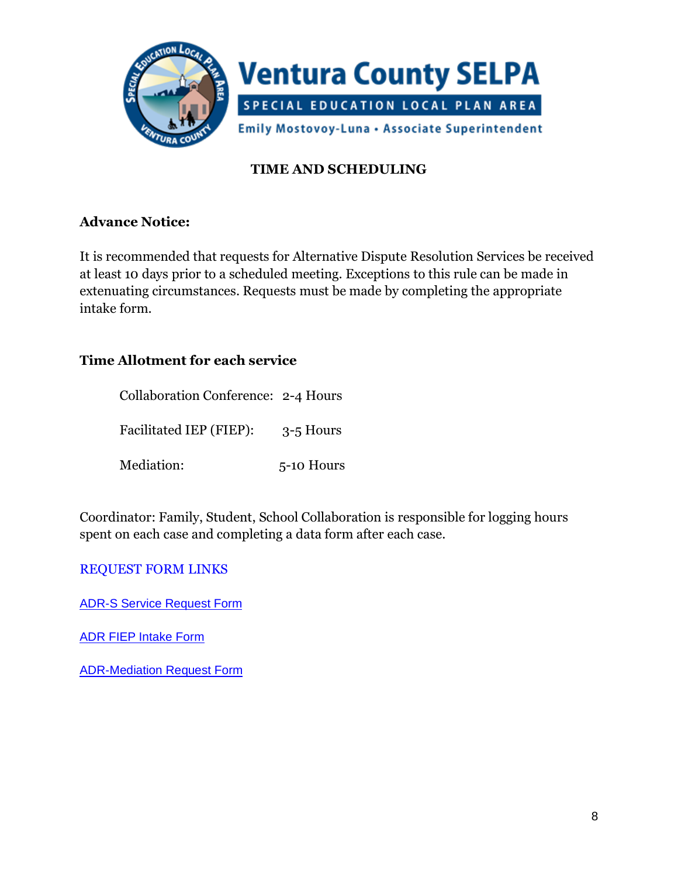Ventura County SELPA

SPECIAL EDUCATION LOCAL PLAN AREA

Emily Mostovoy-Luna • Associate Superintendent

## TIME AND SCHEDULING

### Advance Notice:

It is recommended that requests for Alternative Dispute Resolution Services be received at least 10 days prior to a scheduled meeting. Exceptions to this rule can be made in extenuating circumstances. Requests must be made by completing the appropriate intake form.

### Time Allotment for each service

Collaboration Conference: 2-4 Hours

Facilitated IEP (FIEP): 3-5 Hours

Mediation: 5-10 Hours

Coordinator: Family, Student, School Collaboration is responsible for logging hours spent on each case and completing a data form after each case.

REQUEST FORM LINKS

ADR-S Service Request Form

ADR FIEP Intake Form

ADR-Mediation Request Form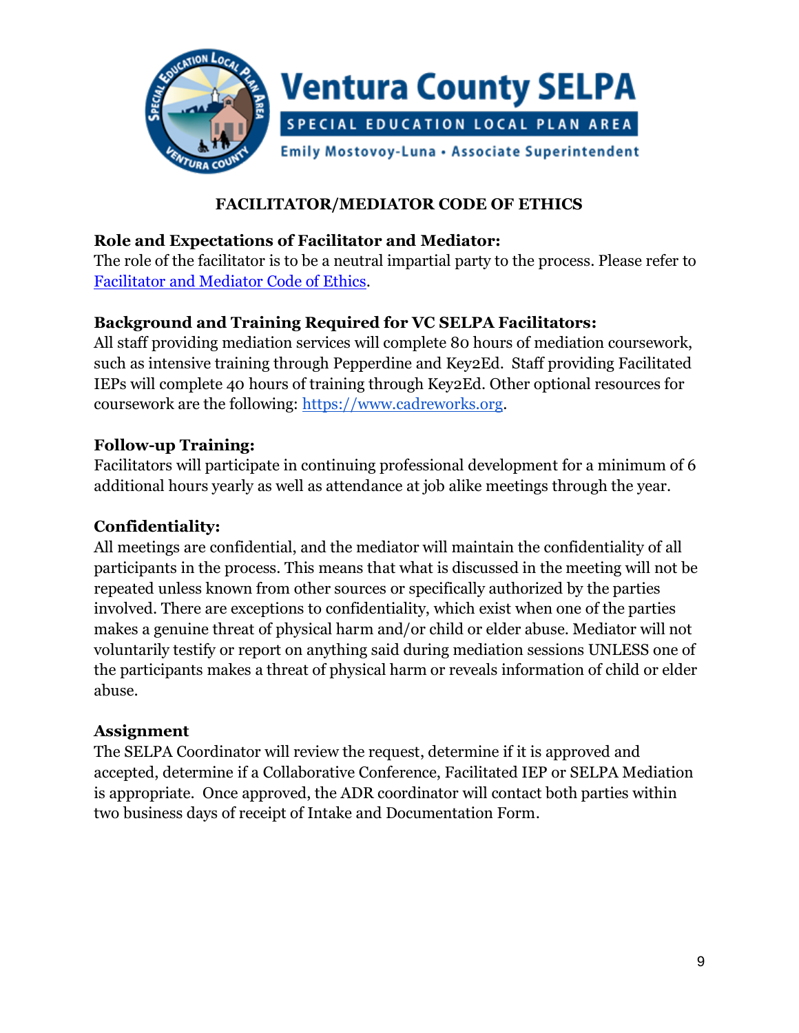# Ventura County SELPA

SPECIAL EDUCATION LOCAL PLAN AREA

Emily Mostovoy-Luna • Associate Superintendent

## FACILITATOR/MEDIATOR CODE OF ETHICS

### Role and Expectations of Facilitator and Mediator:

The role of the facilitator is to be a neutral impartial party to the process. Please refer to [Facilitator and Mediator Code of Ethics](Facilitator and Mediator Code of Ethics).

### Background and Training Required for VC SELPA Facilitators:

All staff providing mediation services will complete 80 hours of mediation coursework, such as intensive training through Pepperdine and Key2Ed. Staff providing Facilitated IEPs will complete 40 hours of training through Key2Ed. Other optional resources for coursework are the following: [https://www.cadreworks.org](https://www.cadreworks.org).

### Follow-up Training:

Facilitators will participate in continuing professional development for a minimum of 6 additional hours yearly as well as attendance at job alike meetings through the year.

### Confidentiality:

All meetings are confidential, and the mediator will maintain the confidentiality of all participants in the process. This means that what is discussed in the meeting will not be repeated unless known from other sources or specifically authorized by the parties involved. There are exceptions to confidentiality, which exist when one of the parties makes a genuine threat of physical harm and/or child or elder abuse. Mediator will not voluntarily testify or report on anything said during mediation sessions UNLESS one of the participants makes a threat of physical harm or reveals information of child or elder abuse.

### Assignment

The SELPA Coordinator will review the request, determine if it is approved and accepted, determine if a Collaborative Conference, Facilitated IEP or SELPA Mediation is appropriate. Once approved, the ADR coordinator will contact both parties within two business days of receipt of Intake and Documentation Form.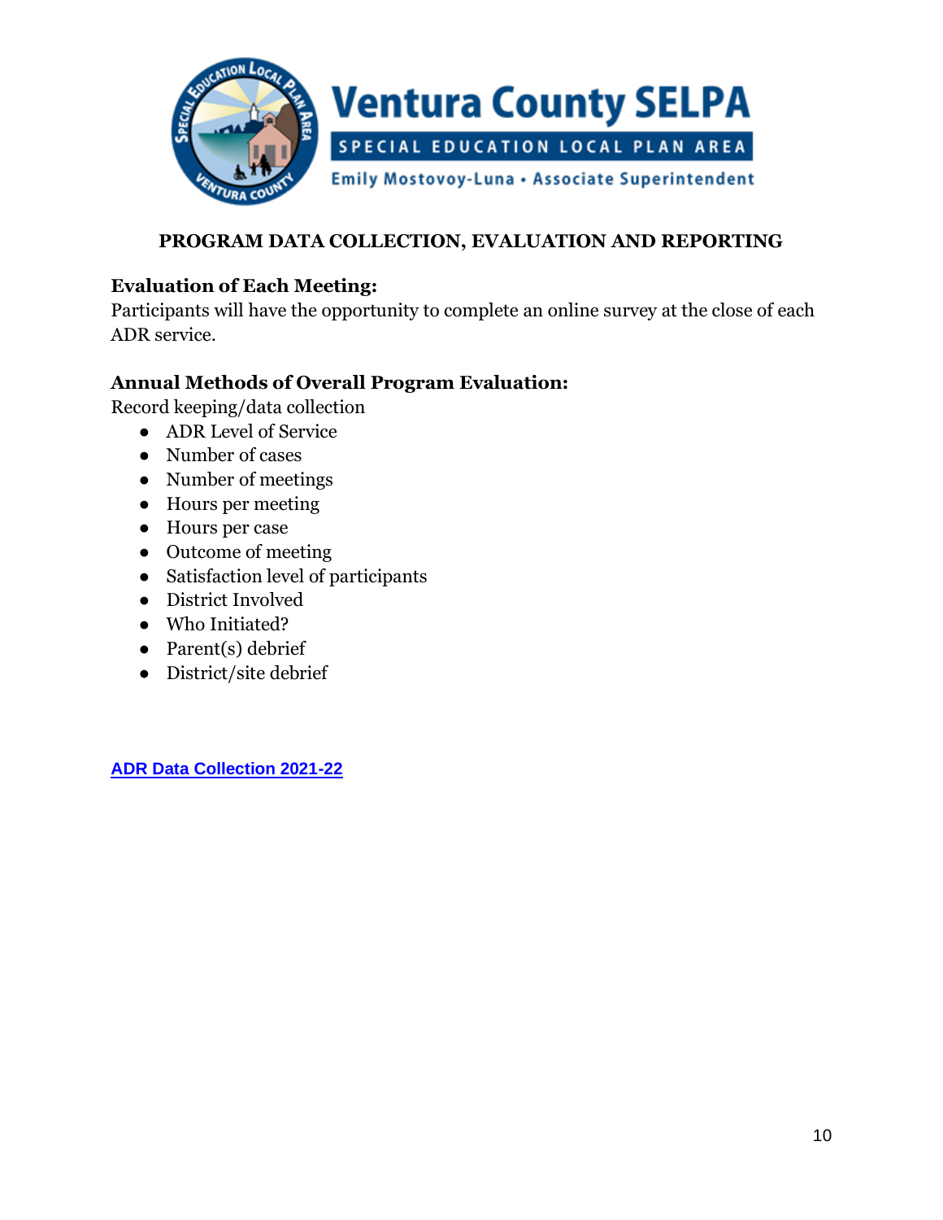**PROGRAM DATA COLLECTION, EVALUATION AND REPORTING**

**Evaluation of Each Meeting:**

Participants will have the opportunity to complete an online survey at the close of each ADR service.

**Annual Methods of Overall Program Evaluation:**

Record keeping/data collection

- ADR Level of Service
- Number of cases
- Number of meetings
- Hours per meeting
- Hours per case
- Outcome of meeting
- Satisfaction level of participants
- District Involved
- Who Initiated?
- Parent(s) debrief
- District/site debrief

[ADR Data Collection 2021-22]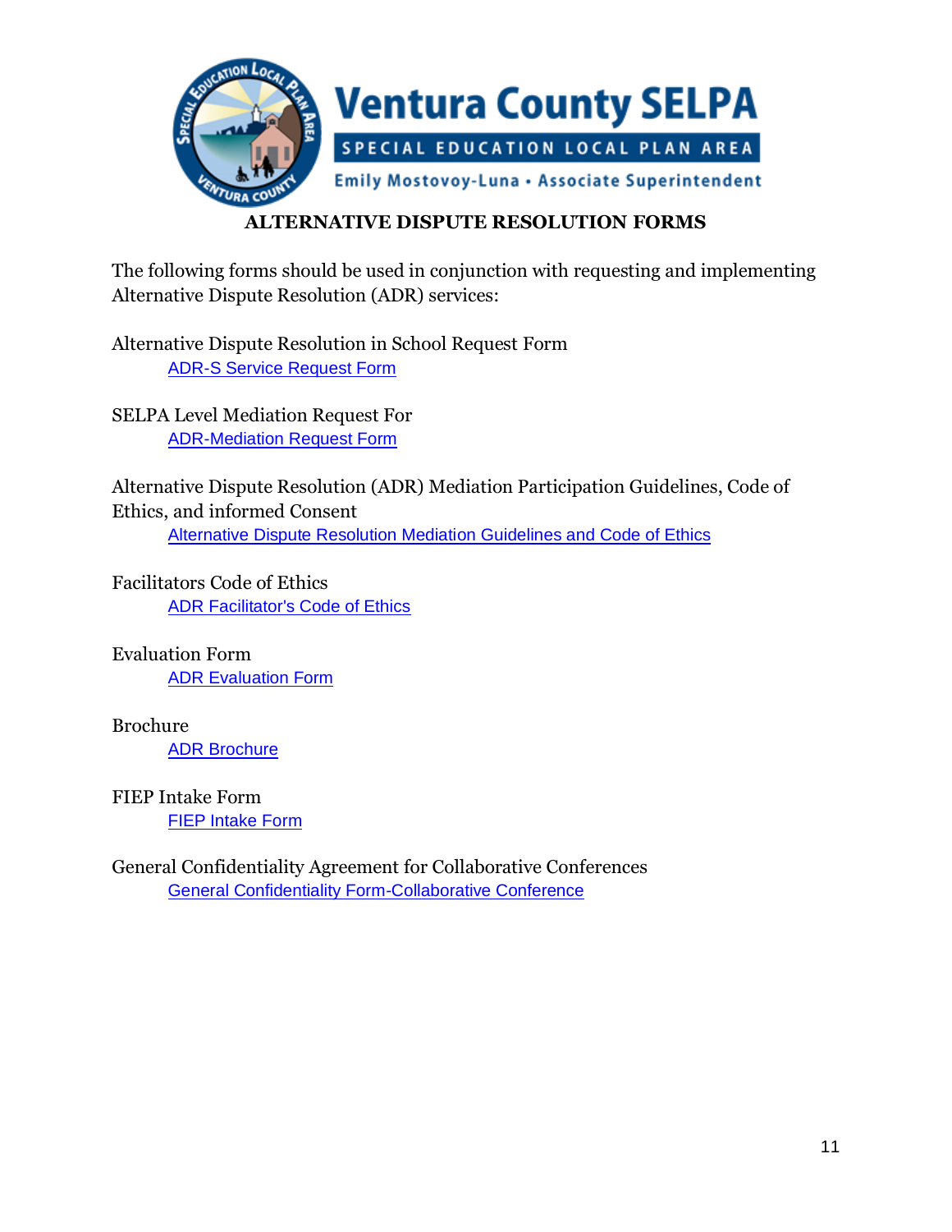Ventura County SELPA

SPECIAL EDUCATION LOCAL PLAN AREA

Emily Mostovoy-Luna • Associate Superintendent

## ALTERNATIVE DISPUTE RESOLUTION FORMS

The following forms should be used in conjunction with requesting and implementing Alternative Dispute Resolution (ADR) services:

Alternative Dispute Resolution in School Request Form
    ADR-S Service Request Form

SELPA Level Mediation Request For
    ADR-Mediation Request Form

Alternative Dispute Resolution (ADR) Mediation Participation Guidelines, Code of Ethics, and informed Consent
    Alternative Dispute Resolution Mediation Guidelines and Code of Ethics

Facilitators Code of Ethics
    ADR Facilitator's Code of Ethics

Evaluation Form
    ADR Evaluation Form

Brochure
    ADR Brochure

FIEP Intake Form
    FIEP Intake Form

General Confidentiality Agreement for Collaborative Conferences
    General Confidentiality Form-Collaborative Conference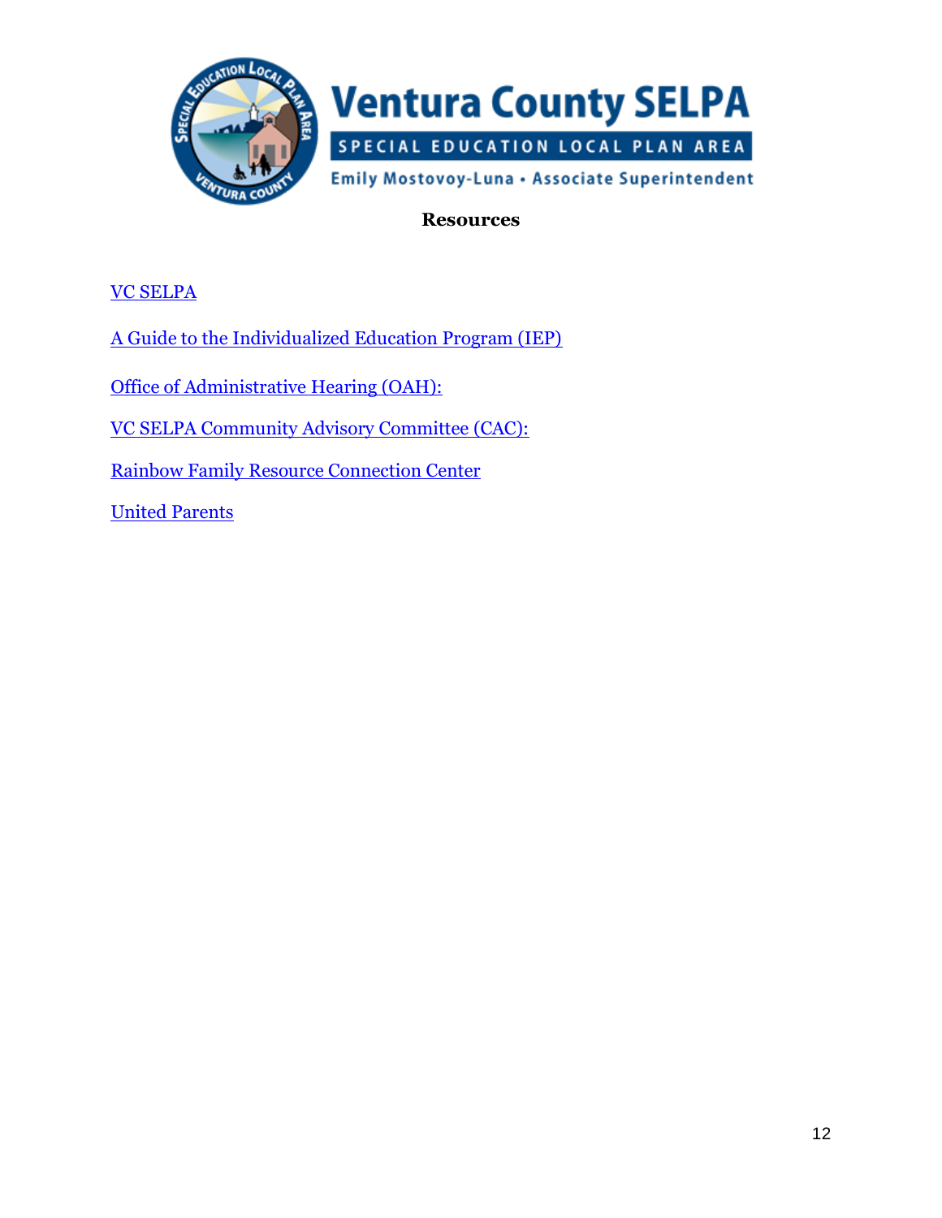# Ventura County SELPA

SPECIAL EDUCATION LOCAL PLAN AREA

Emily Mostovoy-Luna • Associate Superintendent

**Resources**

VC SELPA

A Guide to the Individualized Education Program (IEP)

Office of Administrative Hearing (OAH):

VC SELPA Community Advisory Committee (CAC):

Rainbow Family Resource Connection Center

United Parents